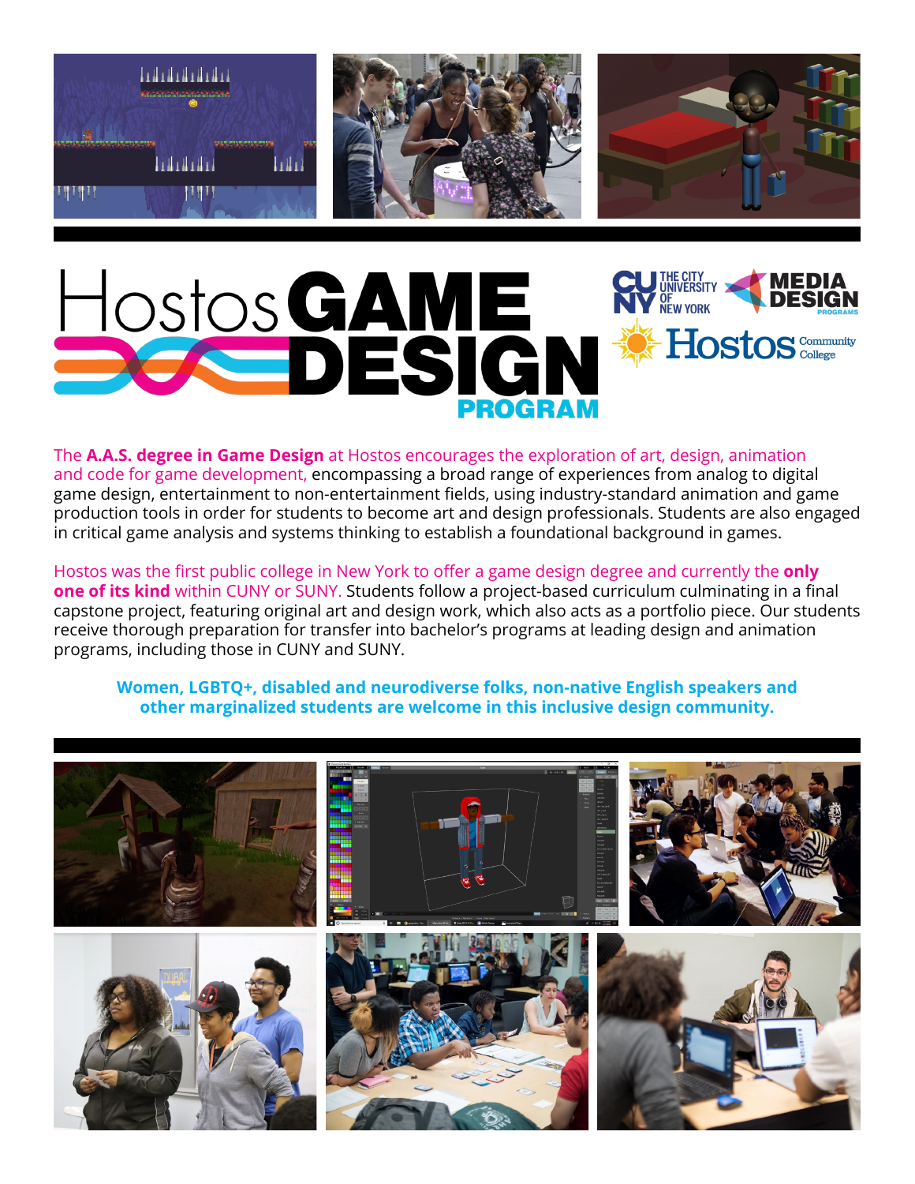# Hostos GAME DESIGN PROGRAM

The **A.A.S. degree in Game Design** at Hostos encourages the exploration of art, design, animation and code for game development, encompassing a broad range of experiences from analog to digital game design, entertainment to non-entertainment fields, using industry-standard animation and game production tools in order for students to become art and design professionals. Students are also engaged in critical game analysis and systems thinking to establish a foundational background in games.

Hostos was the first public college in New York to offer a game design degree and currently the **only one of its kind** within CUNY or SUNY. Students follow a project-based curriculum culminating in a final capstone project, featuring original art and design work, which also acts as a portfolio piece. Our students receive thorough preparation for transfer into bachelor's programs at leading design and animation programs, including those in CUNY and SUNY.

**Women, LGBTQ+, disabled and neurodiverse folks, non-native English speakers and other marginalized students are welcome in this inclusive design community.**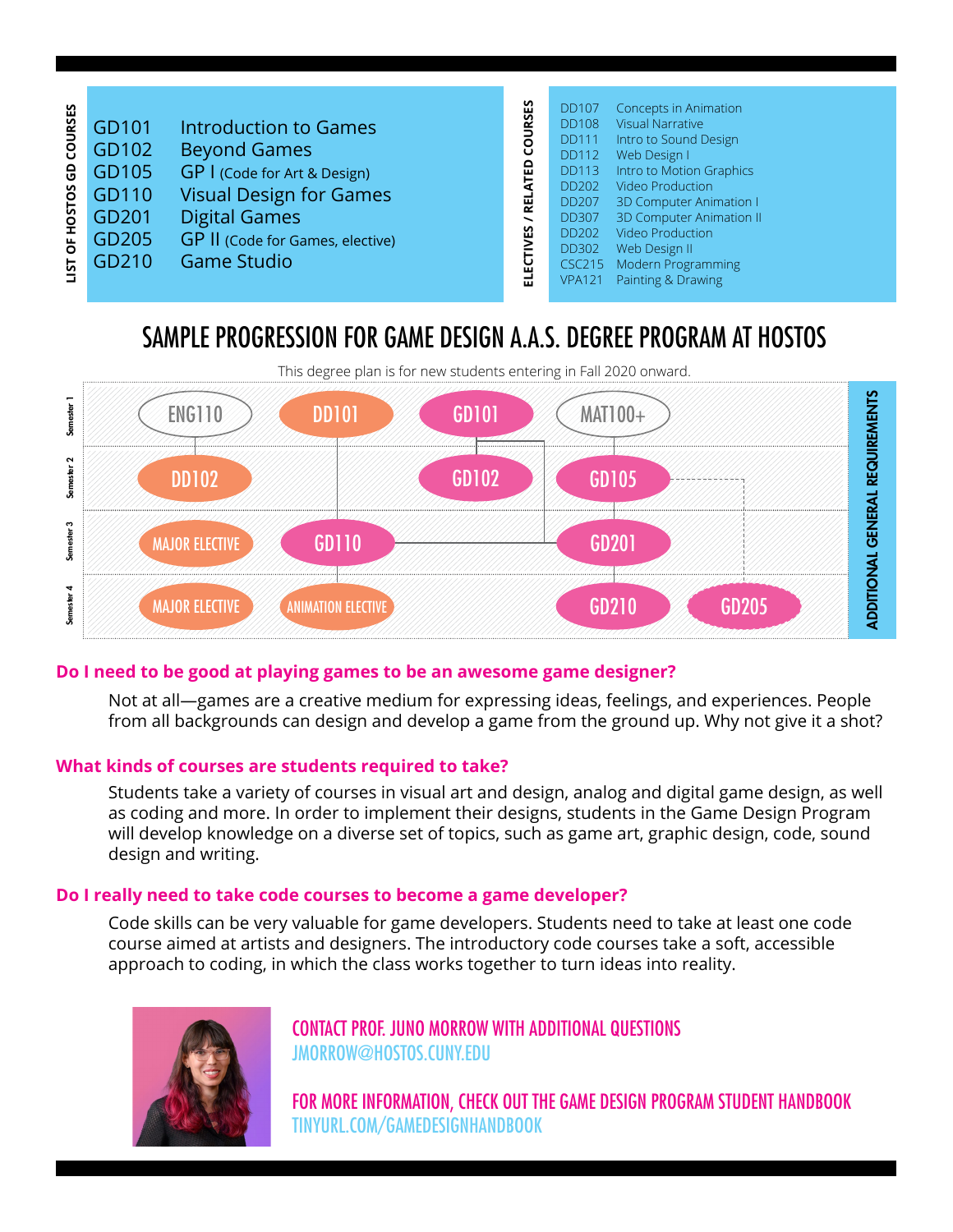**LIST OF HOSTOS GD COURSES**

| | |
|---|---|
| GD101 | Introduction to Games |
| GD102 | Beyond Games |
| GD105 | GP I (Code for Art & Design) |
| GD110 | Visual Design for Games |
| GD201 | Digital Games |
| GD205 | GP II (Code for Games, elective) |
| GD210 | Game Studio |

**ELECTIVES / RELATED COURSES**

| | |
|---|---|
| DD107 | Concepts in Animation |
| DD108 | Visual Narrative |
| DD111 | Intro to Sound Design |
| DD112 | Web Design I |
| DD113 | Intro to Motion Graphics |
| DD202 | Video Production |
| DD207 | 3D Computer Animation I |
| DD307 | 3D Computer Animation II |
| DD202 | Video Production |
| DD302 | Web Design II |
| CSC215 | Modern Programming |
| VPA121 | Painting & Drawing |

# SAMPLE PROGRESSION FOR GAME DESIGN A.A.S. DEGREE PROGRAM AT HOSTOS

This degree plan is for new students entering in Fall 2020 onward.

Semester 1: ENG110, DD101, GD101, MAT100+

Semester 2: DD102, GD102, GD105

Semester 3: MAJOR ELECTIVE, GD110, GD201

Semester 4: MAJOR ELECTIVE, ANIMATION ELECTIVE, GD210, GD205

ADDITIONAL GENERAL REQUIREMENTS

### Do I need to be good at playing games to be an awesome game designer?

Not at all—games are a creative medium for expressing ideas, feelings, and experiences. People from all backgrounds can design and develop a game from the ground up. Why not give it a shot?

### What kinds of courses are students required to take?

Students take a variety of courses in visual art and design, analog and digital game design, as well as coding and more. In order to implement their designs, students in the Game Design Program will develop knowledge on a diverse set of topics, such as game art, graphic design, code, sound design and writing.

### Do I really need to take code courses to become a game developer?

Code skills can be very valuable for game developers. Students need to take at least one code course aimed at artists and designers. The introductory code courses take a soft, accessible approach to coding, in which the class works together to turn ideas into reality.

CONTACT PROF. JUNO MORROW WITH ADDITIONAL QUESTIONS
JMORROW@HOSTOS.CUNY.EDU

FOR MORE INFORMATION, CHECK OUT THE GAME DESIGN PROGRAM STUDENT HANDBOOK
TINYURL.COM/GAMEDESIGNHANDBOOK